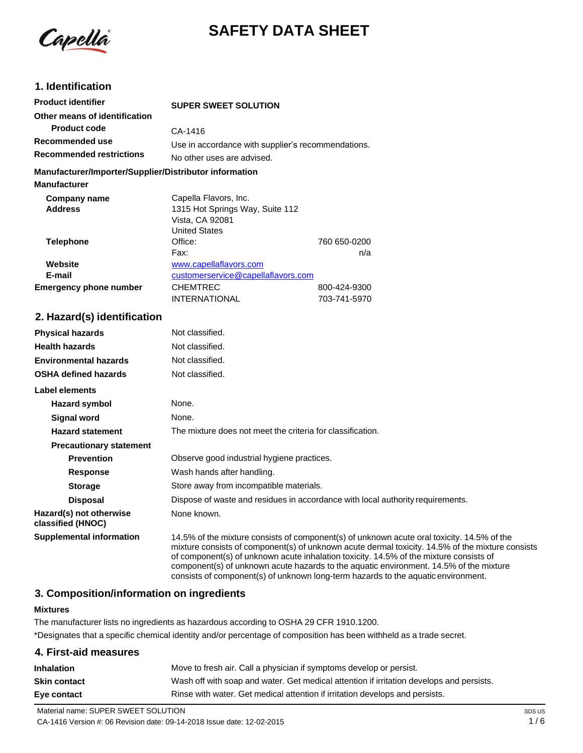# SAFETY DATA SHEET

## 1. Identification

| | |
|---|---|
| **Product identifier** | **SUPER SWEET SOLUTION** |
| **Other means of identification** | |
| **Product code** | CA-1416 |
| **Recommended use** | Use in accordance with supplier's recommendations. |
| **Recommended restrictions** | No other uses are advised. |

**Manufacturer/Importer/Supplier/Distributor information**

**Manufacturer**

| | | |
|---|---|---|
| **Company name** | Capella Flavors, Inc. | |
| **Address** | 1315 Hot Springs Way, Suite 112<br>Vista, CA 92081<br>United States | |
| **Telephone** | Office: | 760 650-0200 |
| | Fax: | n/a |
| **Website** | www.capellaflavors.com | |
| **E-mail** | customerservice@capellaflavors.com | |
| **Emergency phone number** | CHEMTREC | 800-424-9300 |
| | INTERNATIONAL | 703-741-5970 |

## 2. Hazard(s) identification

| | |
|---|---|
| **Physical hazards** | Not classified. |
| **Health hazards** | Not classified. |
| **Environmental hazards** | Not classified. |
| **OSHA defined hazards** | Not classified. |

**Label elements**

| | |
|---|---|
| **Hazard symbol** | None. |
| **Signal word** | None. |
| **Hazard statement** | The mixture does not meet the criteria for classification. |
| **Precautionary statement** | |
| **Prevention** | Observe good industrial hygiene practices. |
| **Response** | Wash hands after handling. |
| **Storage** | Store away from incompatible materials. |
| **Disposal** | Dispose of waste and residues in accordance with local authority requirements. |
| **Hazard(s) not otherwise classified (HNOC)** | None known. |
| **Supplemental information** | 14.5% of the mixture consists of component(s) of unknown acute oral toxicity. 14.5% of the mixture consists of component(s) of unknown acute dermal toxicity. 14.5% of the mixture consists of component(s) of unknown acute inhalation toxicity. 14.5% of the mixture consists of component(s) of unknown acute hazards to the aquatic environment. 14.5% of the mixture consists of component(s) of unknown long-term hazards to the aquatic environment. |

## 3. Composition/information on ingredients

**Mixtures**

The manufacturer lists no ingredients as hazardous according to OSHA 29 CFR 1910.1200.

*Designates that a specific chemical identity and/or percentage of composition has been withheld as a trade secret.

## 4. First-aid measures

| | |
|---|---|
| **Inhalation** | Move to fresh air. Call a physician if symptoms develop or persist. |
| **Skin contact** | Wash off with soap and water. Get medical attention if irritation develops and persists. |
| **Eye contact** | Rinse with water. Get medical attention if irritation develops and persists. |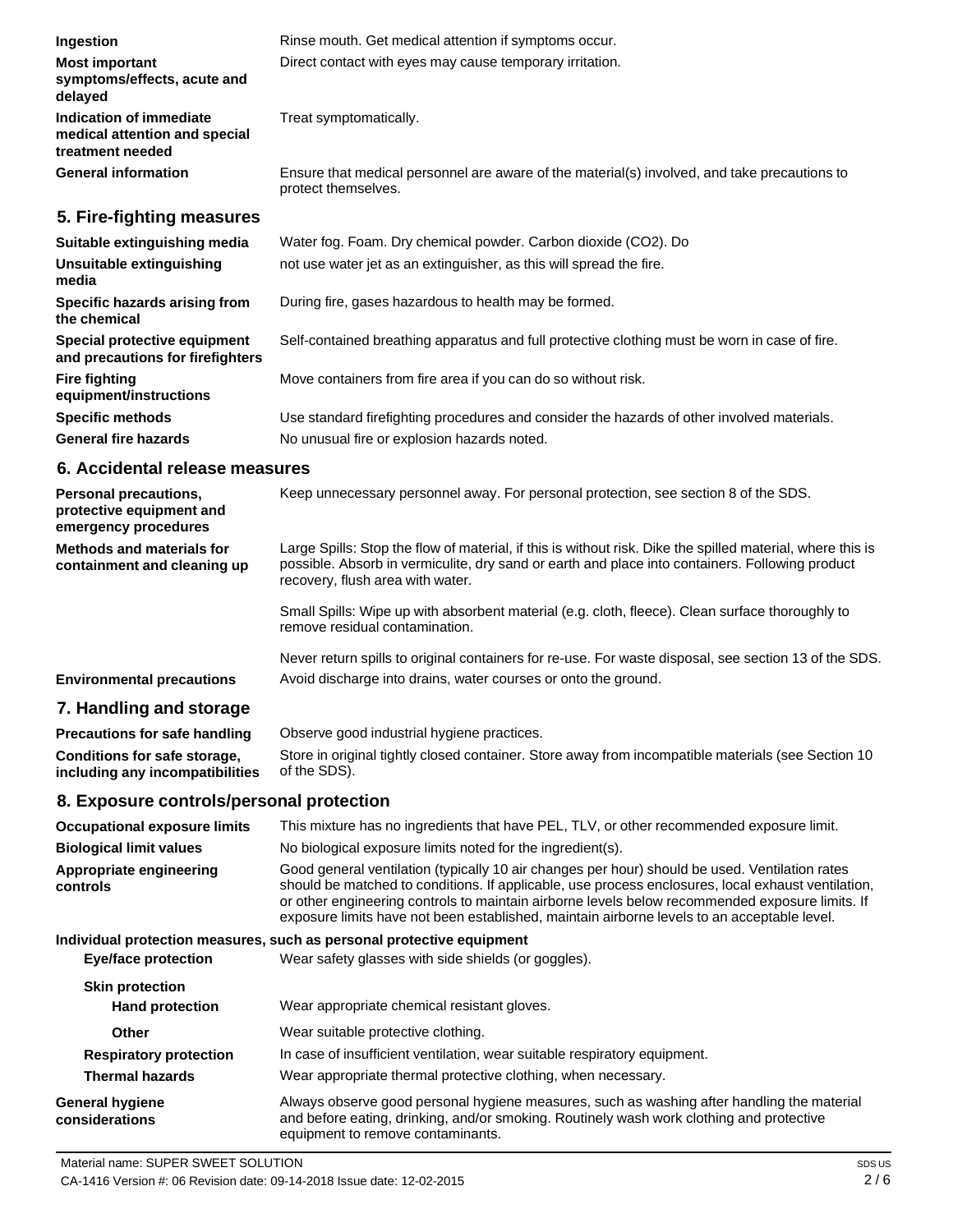| | |
|---|---|
| **Ingestion** | Rinse mouth. Get medical attention if symptoms occur. |
| **Most important symptoms/effects, acute and delayed** | Direct contact with eyes may cause temporary irritation. |
| **Indication of immediate medical attention and special treatment needed** | Treat symptomatically. |
| **General information** | Ensure that medical personnel are aware of the material(s) involved, and take precautions to protect themselves. |

## 5. Fire-fighting measures

| | |
|---|---|
| **Suitable extinguishing media** | Water fog. Foam. Dry chemical powder. Carbon dioxide ($CO_2$). Do |
| **Unsuitable extinguishing media** | not use water jet as an extinguisher, as this will spread the fire. |
| **Specific hazards arising from the chemical** | During fire, gases hazardous to health may be formed. |
| **Special protective equipment and precautions for firefighters** | Self-contained breathing apparatus and full protective clothing must be worn in case of fire. |
| **Fire fighting equipment/instructions** | Move containers from fire area if you can do so without risk. |
| **Specific methods** | Use standard firefighting procedures and consider the hazards of other involved materials. |
| **General fire hazards** | No unusual fire or explosion hazards noted. |

## 6. Accidental release measures

| | |
|---|---|
| **Personal precautions, protective equipment and emergency procedures** | Keep unnecessary personnel away. For personal protection, see section 8 of the SDS. |
| **Methods and materials for containment and cleaning up** | Large Spills: Stop the flow of material, if this is without risk. Dike the spilled material, where this is possible. Absorb in vermiculite, dry sand or earth and place into containers. Following product recovery, flush area with water.<br><br>Small Spills: Wipe up with absorbent material (e.g. cloth, fleece). Clean surface thoroughly to remove residual contamination.<br><br>Never return spills to original containers for re-use. For waste disposal, see section 13 of the SDS. |
| **Environmental precautions** | Avoid discharge into drains, water courses or onto the ground. |

## 7. Handling and storage

| | |
|---|---|
| **Precautions for safe handling** | Observe good industrial hygiene practices. |
| **Conditions for safe storage, including any incompatibilities** | Store in original tightly closed container. Store away from incompatible materials (see Section 10 of the SDS). |

## 8. Exposure controls/personal protection

| | |
|---|---|
| **Occupational exposure limits** | This mixture has no ingredients that have PEL, TLV, or other recommended exposure limit. |
| **Biological limit values** | No biological exposure limits noted for the ingredient(s). |
| **Appropriate engineering controls** | Good general ventilation (typically 10 air changes per hour) should be used. Ventilation rates should be matched to conditions. If applicable, use process enclosures, local exhaust ventilation, or other engineering controls to maintain airborne levels below recommended exposure limits. If exposure limits have not been established, maintain airborne levels to an acceptable level. |

**Individual protection measures, such as personal protective equipment**

| | |
|---|---|
| **Eye/face protection** | Wear safety glasses with side shields (or goggles). |
| **Skin protection** | |
| **Hand protection** | Wear appropriate chemical resistant gloves. |
| **Other** | Wear suitable protective clothing. |
| **Respiratory protection** | In case of insufficient ventilation, wear suitable respiratory equipment. |
| **Thermal hazards** | Wear appropriate thermal protective clothing, when necessary. |
| **General hygiene considerations** | Always observe good personal hygiene measures, such as washing after handling the material and before eating, drinking, and/or smoking. Routinely wash work clothing and protective equipment to remove contaminants. |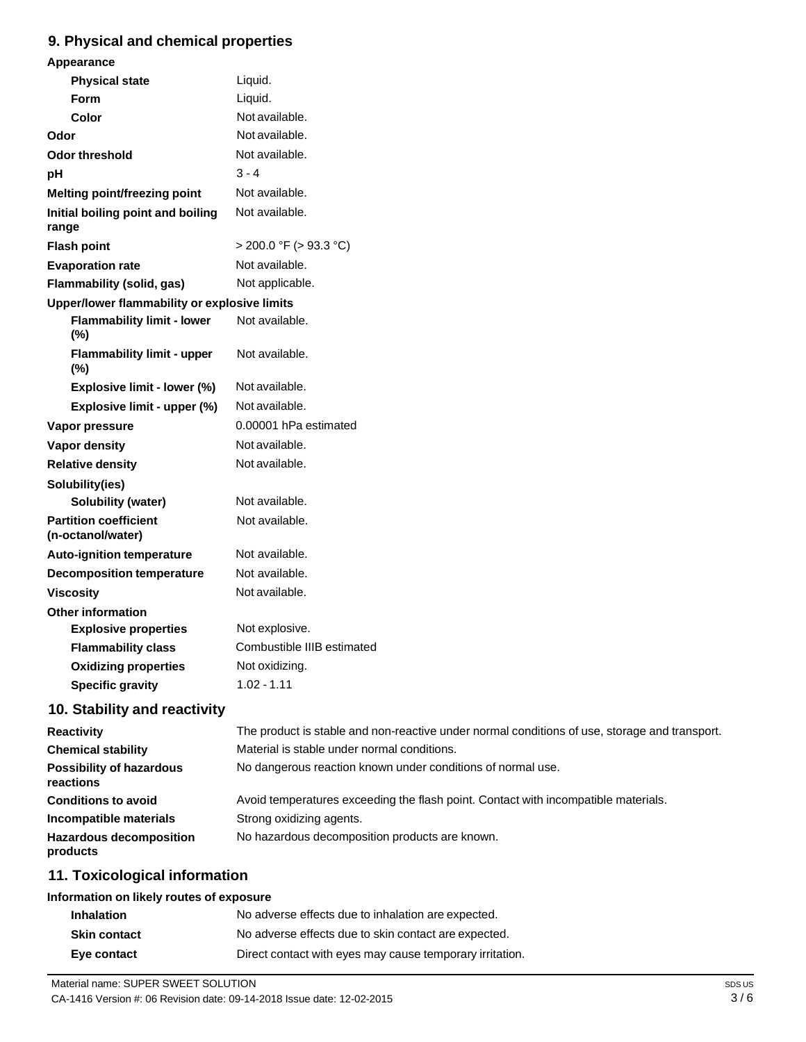## 9. Physical and chemical properties

| | |
|---|---|
| **Appearance** | |
| **Physical state** | Liquid. |
| **Form** | Liquid. |
| **Color** | Not available. |
| **Odor** | Not available. |
| **Odor threshold** | Not available. |
| **pH** | 3 - 4 |
| **Melting point/freezing point** | Not available. |
| **Initial boiling point and boiling range** | Not available. |
| **Flash point** | > 200.0 °F (> 93.3 °C) |
| **Evaporation rate** | Not available. |
| **Flammability (solid, gas)** | Not applicable. |
| **Upper/lower flammability or explosive limits** | |
| **Flammability limit - lower (%)** | Not available. |
| **Flammability limit - upper (%)** | Not available. |
| **Explosive limit - lower (%)** | Not available. |
| **Explosive limit - upper (%)** | Not available. |
| **Vapor pressure** | 0.00001 hPa estimated |
| **Vapor density** | Not available. |
| **Relative density** | Not available. |
| **Solubility(ies)** | |
| **Solubility (water)** | Not available. |
| **Partition coefficient (n-octanol/water)** | Not available. |
| **Auto-ignition temperature** | Not available. |
| **Decomposition temperature** | Not available. |
| **Viscosity** | Not available. |
| **Other information** | |
| **Explosive properties** | Not explosive. |
| **Flammability class** | Combustible IIIB estimated |
| **Oxidizing properties** | Not oxidizing. |
| **Specific gravity** | 1.02 - 1.11 |

## 10. Stability and reactivity

| | |
|---|---|
| **Reactivity** | The product is stable and non-reactive under normal conditions of use, storage and transport. |
| **Chemical stability** | Material is stable under normal conditions. |
| **Possibility of hazardous reactions** | No dangerous reaction known under conditions of normal use. |
| **Conditions to avoid** | Avoid temperatures exceeding the flash point. Contact with incompatible materials. |
| **Incompatible materials** | Strong oxidizing agents. |
| **Hazardous decomposition products** | No hazardous decomposition products are known. |

## 11. Toxicological information

**Information on likely routes of exposure**

| | |
|---|---|
| **Inhalation** | No adverse effects due to inhalation are expected. |
| **Skin contact** | No adverse effects due to skin contact are expected. |
| **Eye contact** | Direct contact with eyes may cause temporary irritation. |

Material name: SUPER SWEET SOLUTION

CA-1416 Version #: 06 Revision date: 09-14-2018 Issue date: 12-02-2015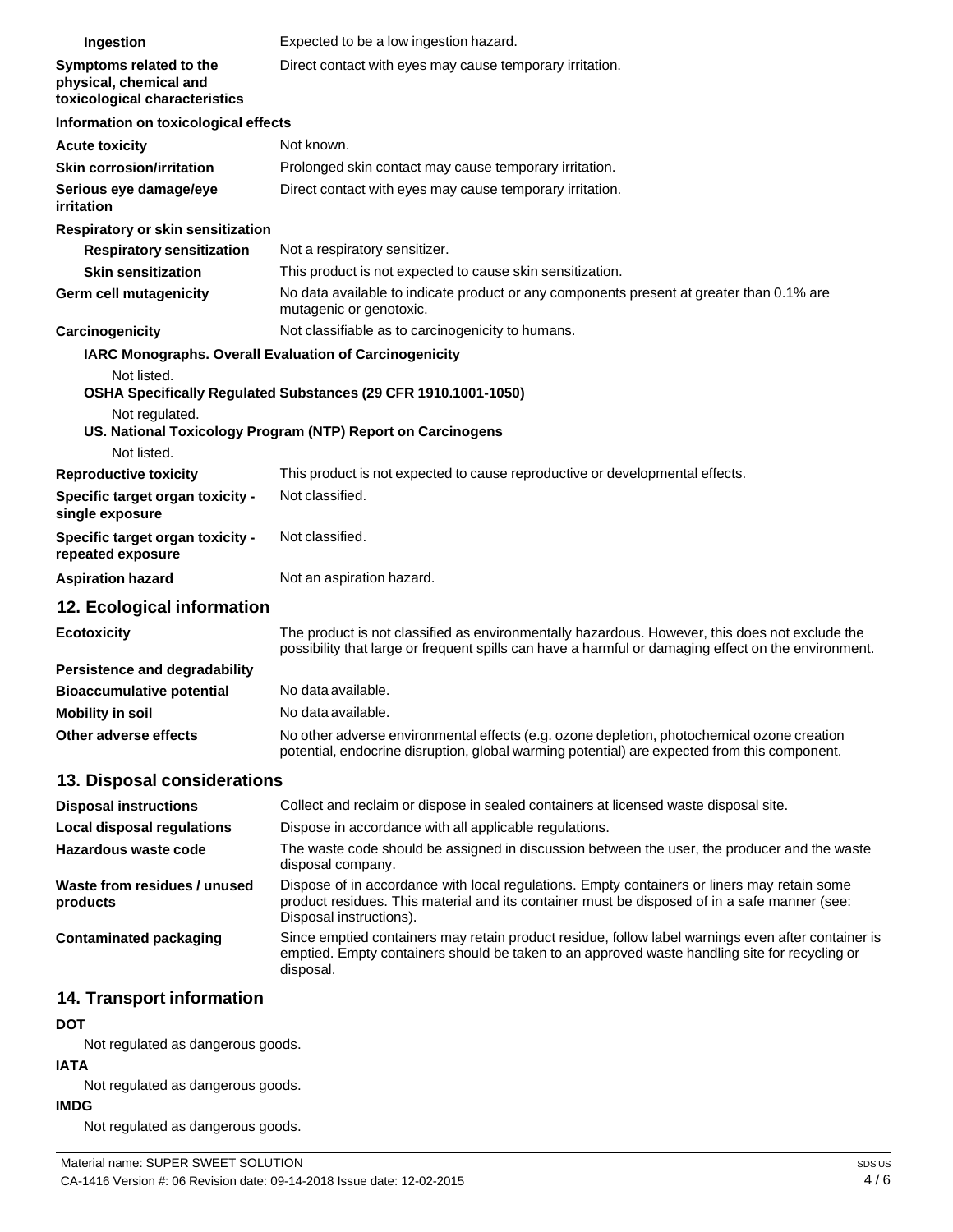| | |
|---|---|
| **Ingestion** | Expected to be a low ingestion hazard. |
| **Symptoms related to the physical, chemical and toxicological characteristics** | Direct contact with eyes may cause temporary irritation. |

**Information on toxicological effects**

| | |
|---|---|
| **Acute toxicity** | Not known. |
| **Skin corrosion/irritation** | Prolonged skin contact may cause temporary irritation. |
| **Serious eye damage/eye irritation** | Direct contact with eyes may cause temporary irritation. |

**Respiratory or skin sensitization**

| | |
|---|---|
| **Respiratory sensitization** | Not a respiratory sensitizer. |
| **Skin sensitization** | This product is not expected to cause skin sensitization. |
| **Germ cell mutagenicity** | No data available to indicate product or any components present at greater than 0.1% are mutagenic or genotoxic. |
| **Carcinogenicity** | Not classifiable as to carcinogenicity to humans. |

**IARC Monographs. Overall Evaluation of Carcinogenicity**

Not listed.

**OSHA Specifically Regulated Substances (29 CFR 1910.1001-1050)**

Not regulated.

**US. National Toxicology Program (NTP) Report on Carcinogens**

Not listed.

| | |
|---|---|
| **Reproductive toxicity** | This product is not expected to cause reproductive or developmental effects. |
| **Specific target organ toxicity - single exposure** | Not classified. |
| **Specific target organ toxicity - repeated exposure** | Not classified. |
| **Aspiration hazard** | Not an aspiration hazard. |

## 12. Ecological information

| | |
|---|---|
| **Ecotoxicity** | The product is not classified as environmentally hazardous. However, this does not exclude the possibility that large or frequent spills can have a harmful or damaging effect on the environment. |
| **Persistence and degradability** | |
| **Bioaccumulative potential** | No data available. |
| **Mobility in soil** | No data available. |
| **Other adverse effects** | No other adverse environmental effects (e.g. ozone depletion, photochemical ozone creation potential, endocrine disruption, global warming potential) are expected from this component. |

## 13. Disposal considerations

| | |
|---|---|
| **Disposal instructions** | Collect and reclaim or dispose in sealed containers at licensed waste disposal site. |
| **Local disposal regulations** | Dispose in accordance with all applicable regulations. |
| **Hazardous waste code** | The waste code should be assigned in discussion between the user, the producer and the waste disposal company. |
| **Waste from residues / unused products** | Dispose of in accordance with local regulations. Empty containers or liners may retain some product residues. This material and its container must be disposed of in a safe manner (see: Disposal instructions). |
| **Contaminated packaging** | Since emptied containers may retain product residue, follow label warnings even after container is emptied. Empty containers should be taken to an approved waste handling site for recycling or disposal. |

## 14. Transport information

**DOT**

Not regulated as dangerous goods.

**IATA**

Not regulated as dangerous goods.

**IMDG**

Not regulated as dangerous goods.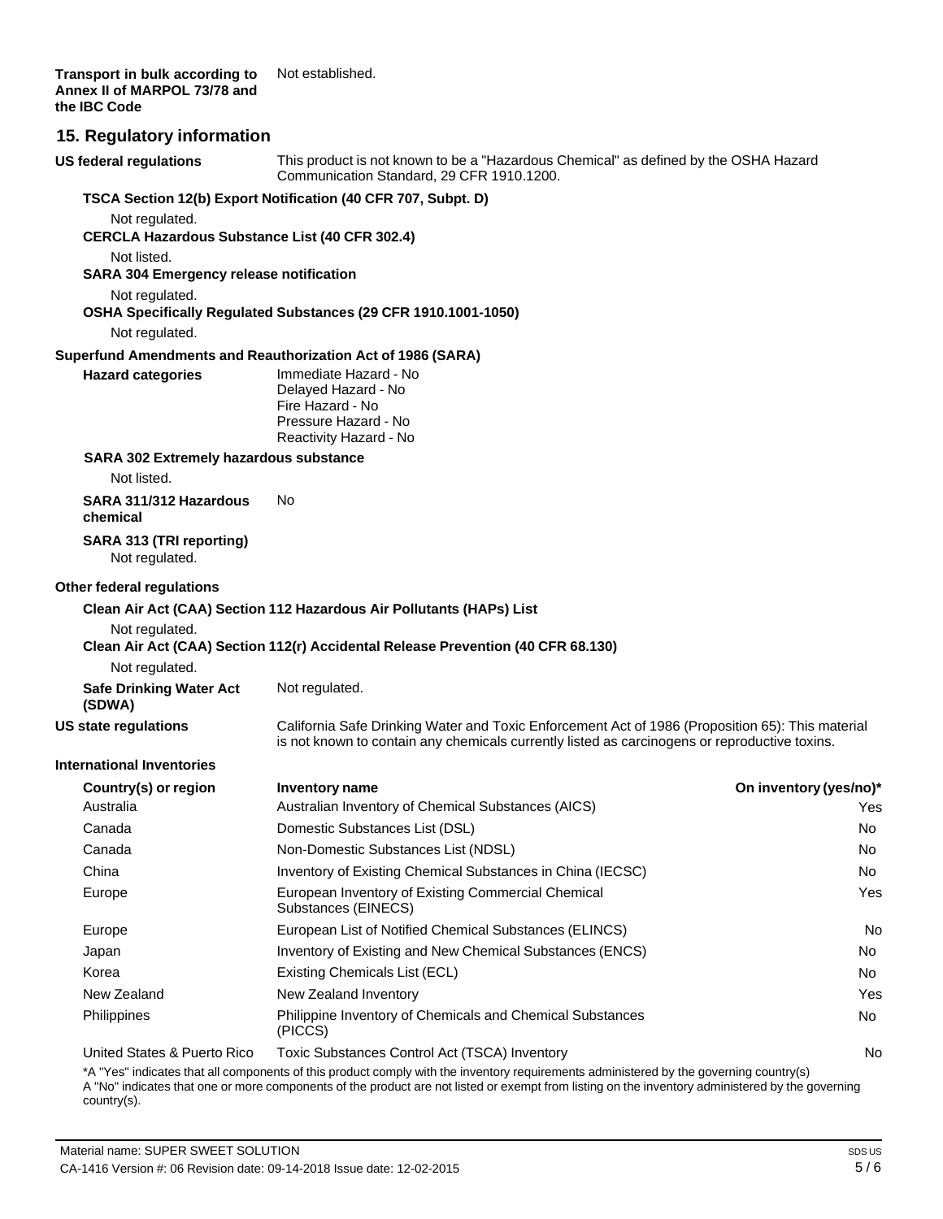**Transport in bulk according to Annex II of MARPOL 73/78 and the IBC Code**
Not established.

## 15. Regulatory information

**US federal regulations**
This product is not known to be a "Hazardous Chemical" as defined by the OSHA Hazard Communication Standard, 29 CFR 1910.1200.

**TSCA Section 12(b) Export Notification (40 CFR 707, Subpt. D)**

Not regulated.

**CERCLA Hazardous Substance List (40 CFR 302.4)**

Not listed.

**SARA 304 Emergency release notification**

Not regulated.

**OSHA Specifically Regulated Substances (29 CFR 1910.1001-1050)**

Not regulated.

**Superfund Amendments and Reauthorization Act of 1986 (SARA)**

**Hazard categories**
Immediate Hazard - No
Delayed Hazard - No
Fire Hazard - No
Pressure Hazard - No
Reactivity Hazard - No

**SARA 302 Extremely hazardous substance**

Not listed.

**SARA 311/312 Hazardous chemical**
No

**SARA 313 (TRI reporting)**
Not regulated.

**Other federal regulations**

**Clean Air Act (CAA) Section 112 Hazardous Air Pollutants (HAPs) List**

Not regulated.

**Clean Air Act (CAA) Section 112(r) Accidental Release Prevention (40 CFR 68.130)**

Not regulated.

**Safe Drinking Water Act (SDWA)**
Not regulated.

**US state regulations**
California Safe Drinking Water and Toxic Enforcement Act of 1986 (Proposition 65): This material is not known to contain any chemicals currently listed as carcinogens or reproductive toxins.

**International Inventories**

| Country(s) or region | Inventory name | On inventory (yes/no)* |
|---|---|---|
| Australia | Australian Inventory of Chemical Substances (AICS) | Yes |
| Canada | Domestic Substances List (DSL) | No |
| Canada | Non-Domestic Substances List (NDSL) | No |
| China | Inventory of Existing Chemical Substances in China (IECSC) | No |
| Europe | European Inventory of Existing Commercial Chemical Substances (EINECS) | Yes |
| Europe | European List of Notified Chemical Substances (ELINCS) | No |
| Japan | Inventory of Existing and New Chemical Substances (ENCS) | No |
| Korea | Existing Chemicals List (ECL) | No |
| New Zealand | New Zealand Inventory | Yes |
| Philippines | Philippine Inventory of Chemicals and Chemical Substances (PICCS) | No |
| United States & Puerto Rico | Toxic Substances Control Act (TSCA) Inventory | No |

*A "Yes" indicates that all components of this product comply with the inventory requirements administered by the governing country(s)
A "No" indicates that one or more components of the product are not listed or exempt from listing on the inventory administered by the governing country(s).

Material name: SUPER SWEET SOLUTION
CA-1416 Version #: 06 Revision date: 09-14-2018 Issue date: 12-02-2015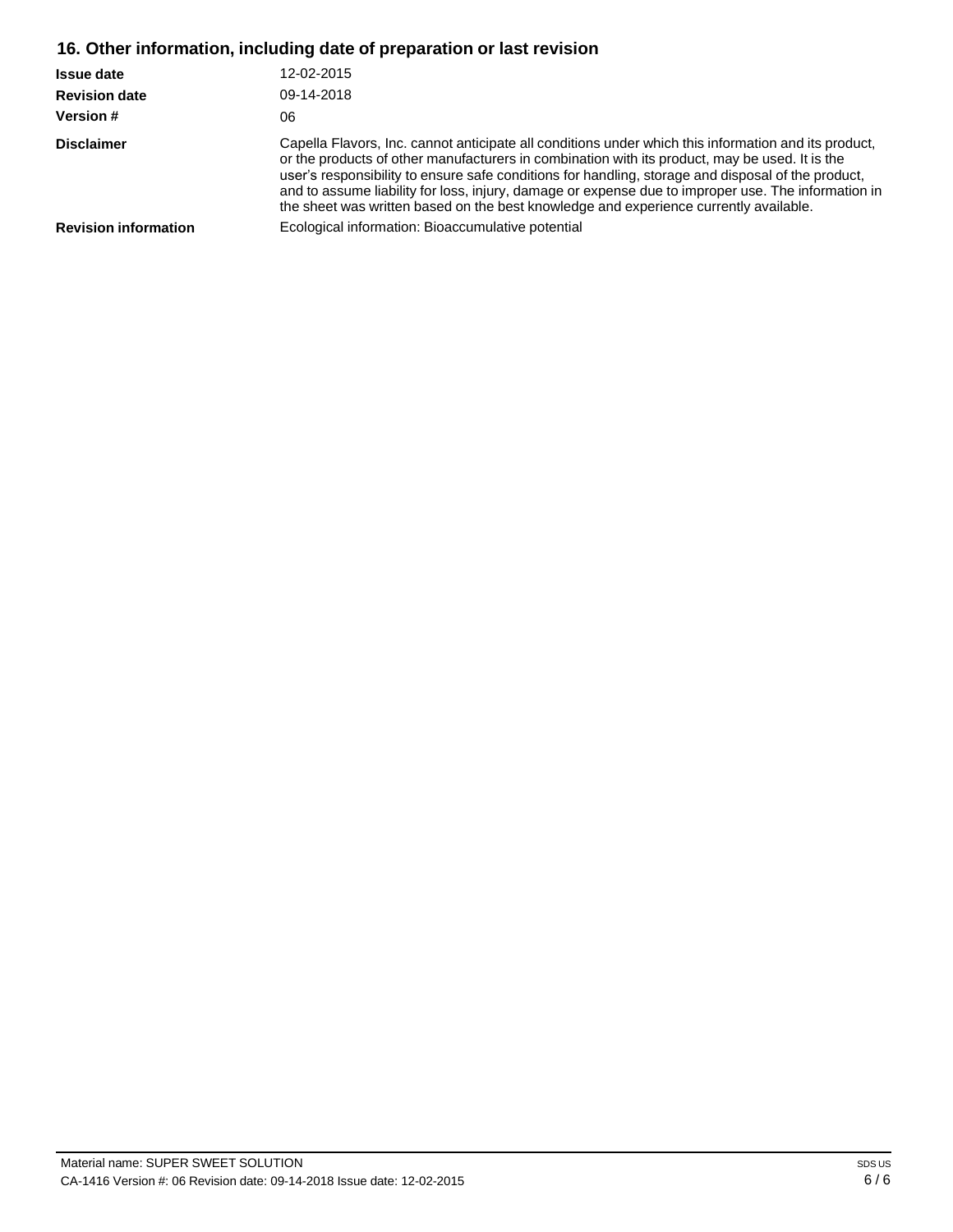## 16. Other information, including date of preparation or last revision

| | |
|---|---|
| **Issue date** | 12-02-2015 |
| **Revision date** | 09-14-2018 |
| **Version #** | 06 |
| **Disclaimer** | Capella Flavors, Inc. cannot anticipate all conditions under which this information and its product, or the products of other manufacturers in combination with its product, may be used. It is the user's responsibility to ensure safe conditions for handling, storage and disposal of the product, and to assume liability for loss, injury, damage or expense due to improper use. The information in the sheet was written based on the best knowledge and experience currently available. |
| **Revision information** | Ecological information: Bioaccumulative potential |